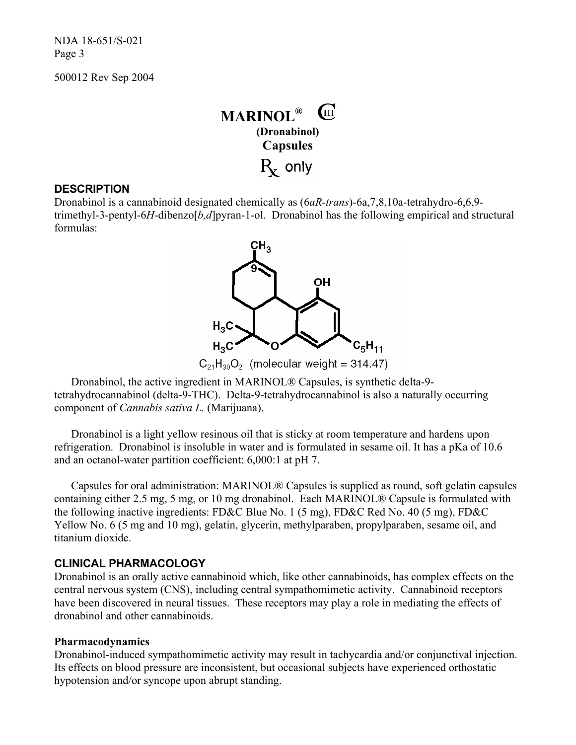NDA 18-651/S-021

500012 Rev Sep 2004

# MARINOL® CIII

**(Dronabinol)**

**Capsules**

℞ only

## DESCRIPTION

Dronabinol is a cannabinoid designated chemically as (6*aR-trans*)-6a,7,8,10a-tetrahydro-6,6,9-trimethyl-3-pentyl-6*H*-dibenzo[*b,d*]pyran-1-ol. Dronabinol has the following empirical and structural formulas:

$C_{21}H_{30}O_2$ (molecular weight = 314.47)

Dronabinol, the active ingredient in MARINOL® Capsules, is synthetic delta-9-tetrahydrocannabinol (delta-9-THC). Delta-9-tetrahydrocannabinol is also a naturally occurring component of *Cannabis sativa L.* (Marijuana).

Dronabinol is a light yellow resinous oil that is sticky at room temperature and hardens upon refrigeration. Dronabinol is insoluble in water and is formulated in sesame oil. It has a pKa of 10.6 and an octanol-water partition coefficient: 6,000:1 at pH 7.

Capsules for oral administration: MARINOL® Capsules is supplied as round, soft gelatin capsules containing either 2.5 mg, 5 mg, or 10 mg dronabinol. Each MARINOL® Capsule is formulated with the following inactive ingredients: FD&C Blue No. 1 (5 mg), FD&C Red No. 40 (5 mg), FD&C Yellow No. 6 (5 mg and 10 mg), gelatin, glycerin, methylparaben, propylparaben, sesame oil, and titanium dioxide.

## CLINICAL PHARMACOLOGY

Dronabinol is an orally active cannabinoid which, like other cannabinoids, has complex effects on the central nervous system (CNS), including central sympathomimetic activity. Cannabinoid receptors have been discovered in neural tissues. These receptors may play a role in mediating the effects of dronabinol and other cannabinoids.

### Pharmacodynamics

Dronabinol-induced sympathomimetic activity may result in tachycardia and/or conjunctival injection. Its effects on blood pressure are inconsistent, but occasional subjects have experienced orthostatic hypotension and/or syncope upon abrupt standing.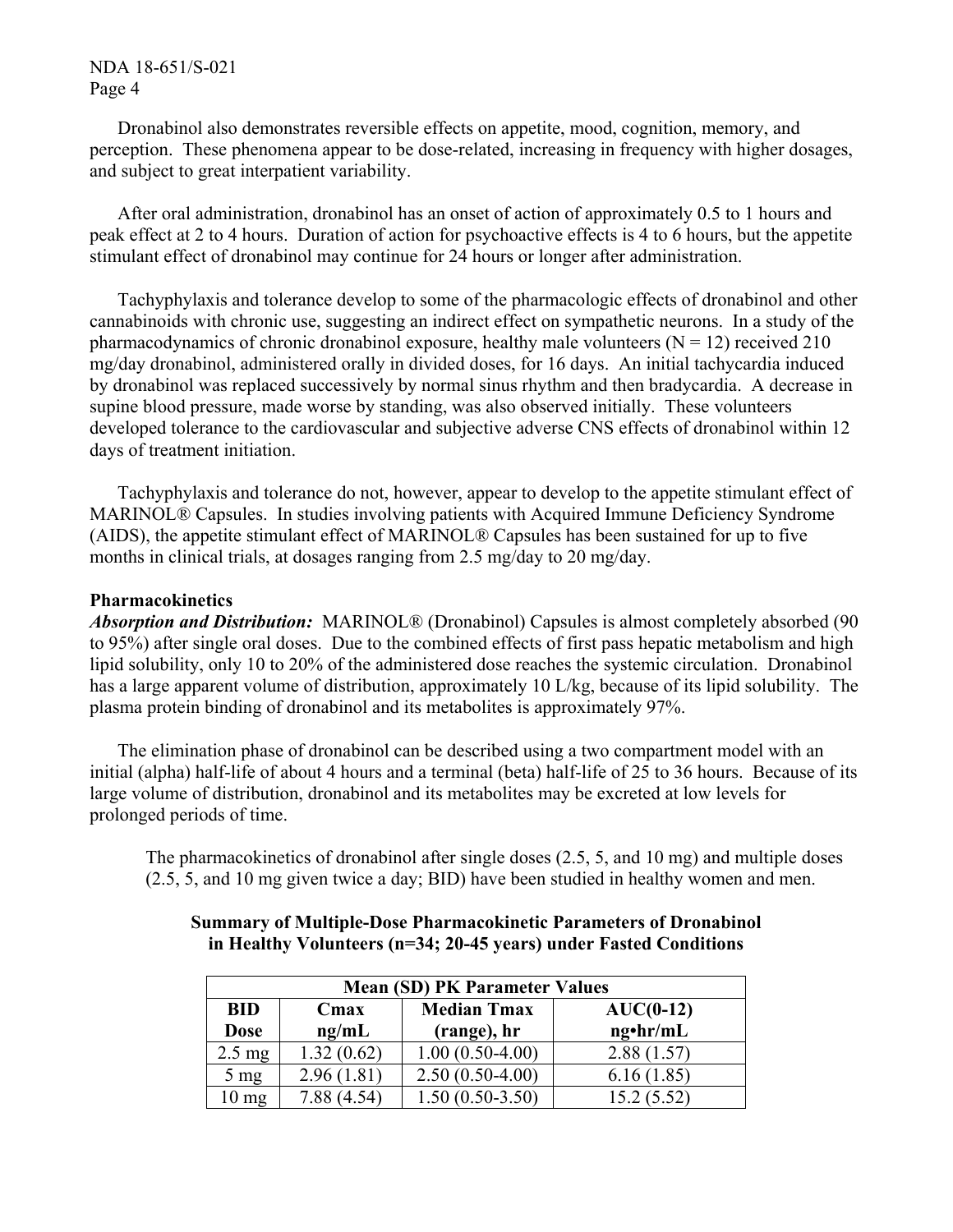Dronabinol also demonstrates reversible effects on appetite, mood, cognition, memory, and perception. These phenomena appear to be dose-related, increasing in frequency with higher dosages, and subject to great interpatient variability.

After oral administration, dronabinol has an onset of action of approximately 0.5 to 1 hours and peak effect at 2 to 4 hours. Duration of action for psychoactive effects is 4 to 6 hours, but the appetite stimulant effect of dronabinol may continue for 24 hours or longer after administration.

Tachyphylaxis and tolerance develop to some of the pharmacologic effects of dronabinol and other cannabinoids with chronic use, suggesting an indirect effect on sympathetic neurons. In a study of the pharmacodynamics of chronic dronabinol exposure, healthy male volunteers (N = 12) received 210 mg/day dronabinol, administered orally in divided doses, for 16 days. An initial tachycardia induced by dronabinol was replaced successively by normal sinus rhythm and then bradycardia. A decrease in supine blood pressure, made worse by standing, was also observed initially. These volunteers developed tolerance to the cardiovascular and subjective adverse CNS effects of dronabinol within 12 days of treatment initiation.

Tachyphylaxis and tolerance do not, however, appear to develop to the appetite stimulant effect of MARINOL® Capsules. In studies involving patients with Acquired Immune Deficiency Syndrome (AIDS), the appetite stimulant effect of MARINOL® Capsules has been sustained for up to five months in clinical trials, at dosages ranging from 2.5 mg/day to 20 mg/day.

**Pharmacokinetics**

***Absorption and Distribution:*** MARINOL® (Dronabinol) Capsules is almost completely absorbed (90 to 95%) after single oral doses. Due to the combined effects of first pass hepatic metabolism and high lipid solubility, only 10 to 20% of the administered dose reaches the systemic circulation. Dronabinol has a large apparent volume of distribution, approximately 10 L/kg, because of its lipid solubility. The plasma protein binding of dronabinol and its metabolites is approximately 97%.

The elimination phase of dronabinol can be described using a two compartment model with an initial (alpha) half-life of about 4 hours and a terminal (beta) half-life of 25 to 36 hours. Because of its large volume of distribution, dronabinol and its metabolites may be excreted at low levels for prolonged periods of time.

The pharmacokinetics of dronabinol after single doses (2.5, 5, and 10 mg) and multiple doses (2.5, 5, and 10 mg given twice a day; BID) have been studied in healthy women and men.

**Summary of Multiple-Dose Pharmacokinetic Parameters of Dronabinol in Healthy Volunteers (n=34; 20-45 years) under Fasted Conditions**

| Mean (SD) PK Parameter Values | | | |
|---|---|---|---|
| BID Dose | Cmax ng/mL | Median Tmax (range), hr | AUC(0-12) ng•hr/mL |
| 2.5 mg | 1.32 (0.62) | 1.00 (0.50-4.00) | 2.88 (1.57) |
| 5 mg | 2.96 (1.81) | 2.50 (0.50-4.00) | 6.16 (1.85) |
| 10 mg | 7.88 (4.54) | 1.50 (0.50-3.50) | 15.2 (5.52) |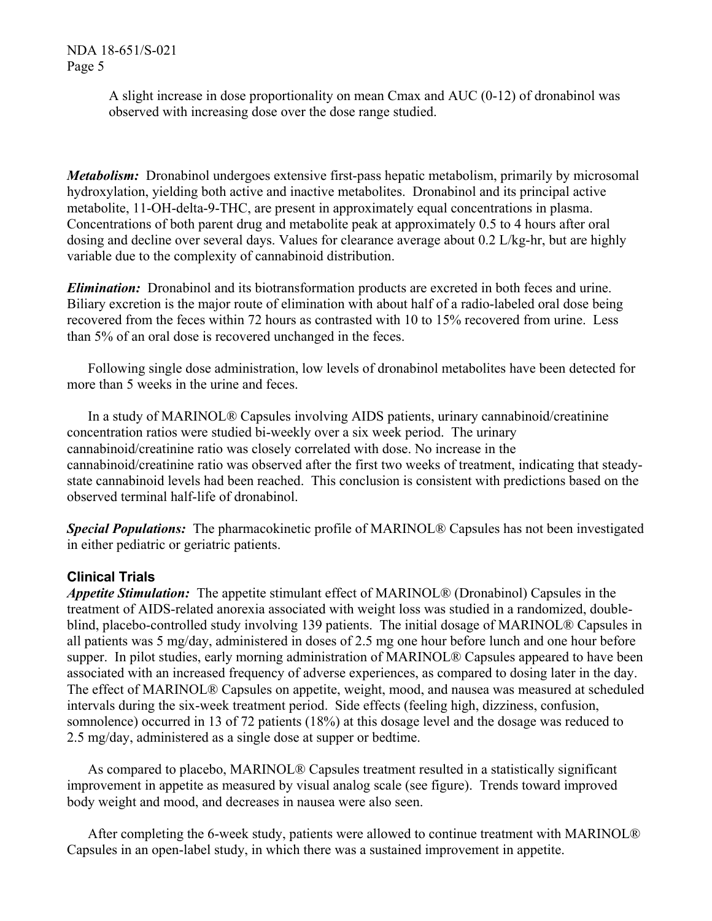A slight increase in dose proportionality on mean Cmax and AUC (0-12) of dronabinol was observed with increasing dose over the dose range studied.

***Metabolism:*** Dronabinol undergoes extensive first-pass hepatic metabolism, primarily by microsomal hydroxylation, yielding both active and inactive metabolites. Dronabinol and its principal active metabolite, 11-OH-delta-9-THC, are present in approximately equal concentrations in plasma. Concentrations of both parent drug and metabolite peak at approximately 0.5 to 4 hours after oral dosing and decline over several days. Values for clearance average about 0.2 L/kg-hr, but are highly variable due to the complexity of cannabinoid distribution.

***Elimination:*** Dronabinol and its biotransformation products are excreted in both feces and urine. Biliary excretion is the major route of elimination with about half of a radio-labeled oral dose being recovered from the feces within 72 hours as contrasted with 10 to 15% recovered from urine. Less than 5% of an oral dose is recovered unchanged in the feces.

Following single dose administration, low levels of dronabinol metabolites have been detected for more than 5 weeks in the urine and feces.

In a study of MARINOL® Capsules involving AIDS patients, urinary cannabinoid/creatinine concentration ratios were studied bi-weekly over a six week period. The urinary cannabinoid/creatinine ratio was closely correlated with dose. No increase in the cannabinoid/creatinine ratio was observed after the first two weeks of treatment, indicating that steady-state cannabinoid levels had been reached. This conclusion is consistent with predictions based on the observed terminal half-life of dronabinol.

***Special Populations:*** The pharmacokinetic profile of MARINOL® Capsules has not been investigated in either pediatric or geriatric patients.

## Clinical Trials

***Appetite Stimulation:*** The appetite stimulant effect of MARINOL® (Dronabinol) Capsules in the treatment of AIDS-related anorexia associated with weight loss was studied in a randomized, double-blind, placebo-controlled study involving 139 patients. The initial dosage of MARINOL® Capsules in all patients was 5 mg/day, administered in doses of 2.5 mg one hour before lunch and one hour before supper. In pilot studies, early morning administration of MARINOL® Capsules appeared to have been associated with an increased frequency of adverse experiences, as compared to dosing later in the day. The effect of MARINOL® Capsules on appetite, weight, mood, and nausea was measured at scheduled intervals during the six-week treatment period. Side effects (feeling high, dizziness, confusion, somnolence) occurred in 13 of 72 patients (18%) at this dosage level and the dosage was reduced to 2.5 mg/day, administered as a single dose at supper or bedtime.

As compared to placebo, MARINOL® Capsules treatment resulted in a statistically significant improvement in appetite as measured by visual analog scale (see figure). Trends toward improved body weight and mood, and decreases in nausea were also seen.

After completing the 6-week study, patients were allowed to continue treatment with MARINOL® Capsules in an open-label study, in which there was a sustained improvement in appetite.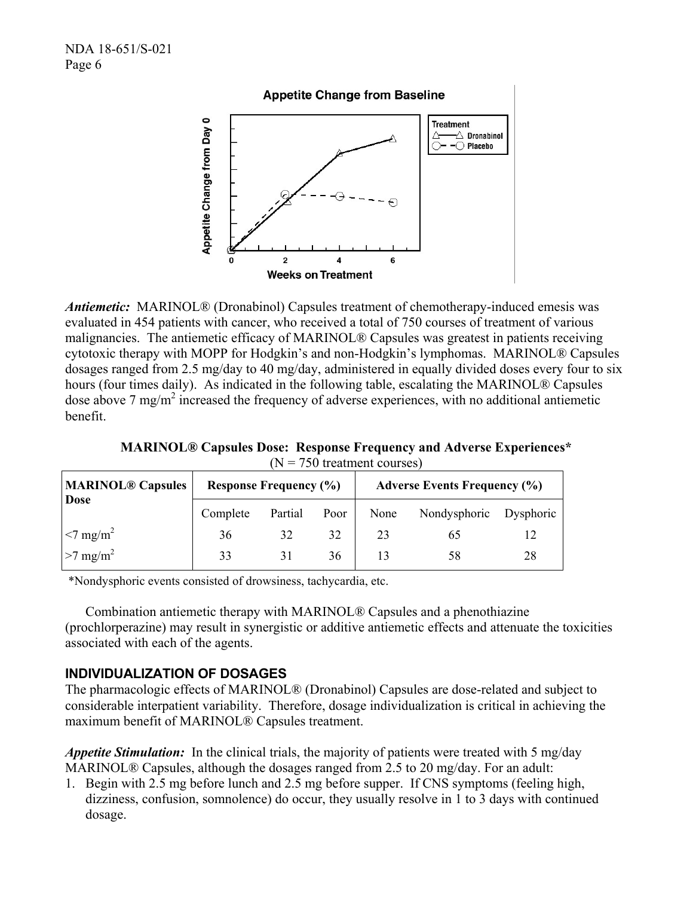Appetite Change from Baseline

*Antiemetic:* MARINOL® (Dronabinol) Capsules treatment of chemotherapy-induced emesis was evaluated in 454 patients with cancer, who received a total of 750 courses of treatment of various malignancies. The antiemetic efficacy of MARINOL® Capsules was greatest in patients receiving cytotoxic therapy with MOPP for Hodgkin's and non-Hodgkin's lymphomas. MARINOL® Capsules dosages ranged from 2.5 mg/day to 40 mg/day, administered in equally divided doses every four to six hours (four times daily). As indicated in the following table, escalating the MARINOL® Capsules dose above 7 $mg/m^2$ increased the frequency of adverse experiences, with no additional antiemetic benefit.

**MARINOL® Capsules Dose: Response Frequency and Adverse Experiences***
(N = 750 treatment courses)

| MARINOL® Capsules Dose | Response Frequency (%) | | | Adverse Events Frequency (%) | | |
|---|---|---|---|---|---|---|
| | Complete | Partial | Poor | None | Nondysphoric | Dysphoric |
| <7 $mg/m^2$ | 36 | 32 | 32 | 23 | 65 | 12 |
| >7 $mg/m^2$ | 33 | 31 | 36 | 13 | 58 | 28 |

*Nondysphoric events consisted of drowsiness, tachycardia, etc.

Combination antiemetic therapy with MARINOL® Capsules and a phenothiazine (prochlorperazine) may result in synergistic or additive antiemetic effects and attenuate the toxicities associated with each of the agents.

## INDIVIDUALIZATION OF DOSAGES

The pharmacologic effects of MARINOL® (Dronabinol) Capsules are dose-related and subject to considerable interpatient variability. Therefore, dosage individualization is critical in achieving the maximum benefit of MARINOL® Capsules treatment.

*Appetite Stimulation:* In the clinical trials, the majority of patients were treated with 5 mg/day MARINOL® Capsules, although the dosages ranged from 2.5 to 20 mg/day. For an adult:

1. Begin with 2.5 mg before lunch and 2.5 mg before supper. If CNS symptoms (feeling high, dizziness, confusion, somnolence) do occur, they usually resolve in 1 to 3 days with continued dosage.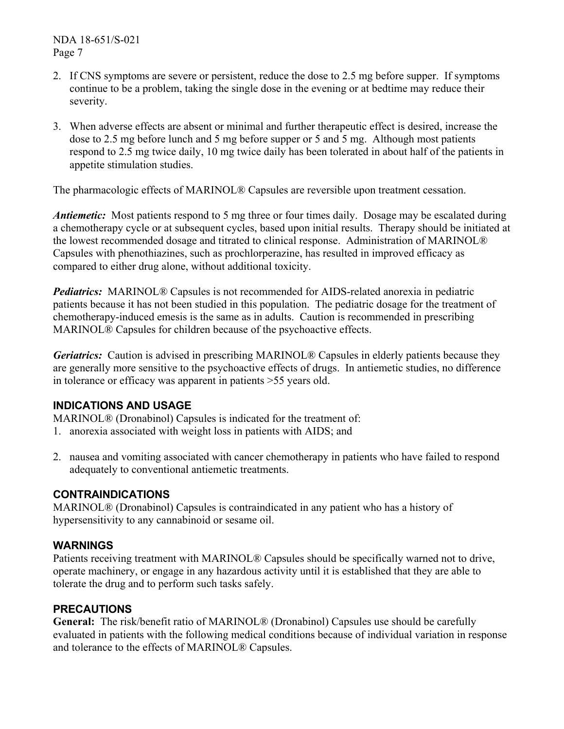2. If CNS symptoms are severe or persistent, reduce the dose to 2.5 mg before supper. If symptoms continue to be a problem, taking the single dose in the evening or at bedtime may reduce their severity.

3. When adverse effects are absent or minimal and further therapeutic effect is desired, increase the dose to 2.5 mg before lunch and 5 mg before supper or 5 and 5 mg. Although most patients respond to 2.5 mg twice daily, 10 mg twice daily has been tolerated in about half of the patients in appetite stimulation studies.

The pharmacologic effects of MARINOL® Capsules are reversible upon treatment cessation.

***Antiemetic:*** Most patients respond to 5 mg three or four times daily. Dosage may be escalated during a chemotherapy cycle or at subsequent cycles, based upon initial results. Therapy should be initiated at the lowest recommended dosage and titrated to clinical response. Administration of MARINOL® Capsules with phenothiazines, such as prochlorperazine, has resulted in improved efficacy as compared to either drug alone, without additional toxicity.

***Pediatrics:*** MARINOL® Capsules is not recommended for AIDS-related anorexia in pediatric patients because it has not been studied in this population. The pediatric dosage for the treatment of chemotherapy-induced emesis is the same as in adults. Caution is recommended in prescribing MARINOL® Capsules for children because of the psychoactive effects.

***Geriatrics:*** Caution is advised in prescribing MARINOL® Capsules in elderly patients because they are generally more sensitive to the psychoactive effects of drugs. In antiemetic studies, no difference in tolerance or efficacy was apparent in patients >55 years old.

## INDICATIONS AND USAGE

MARINOL® (Dronabinol) Capsules is indicated for the treatment of:

1. anorexia associated with weight loss in patients with AIDS; and

2. nausea and vomiting associated with cancer chemotherapy in patients who have failed to respond adequately to conventional antiemetic treatments.

## CONTRAINDICATIONS

MARINOL® (Dronabinol) Capsules is contraindicated in any patient who has a history of hypersensitivity to any cannabinoid or sesame oil.

## WARNINGS

Patients receiving treatment with MARINOL® Capsules should be specifically warned not to drive, operate machinery, or engage in any hazardous activity until it is established that they are able to tolerate the drug and to perform such tasks safely.

## PRECAUTIONS

**General:** The risk/benefit ratio of MARINOL® (Dronabinol) Capsules use should be carefully evaluated in patients with the following medical conditions because of individual variation in response and tolerance to the effects of MARINOL® Capsules.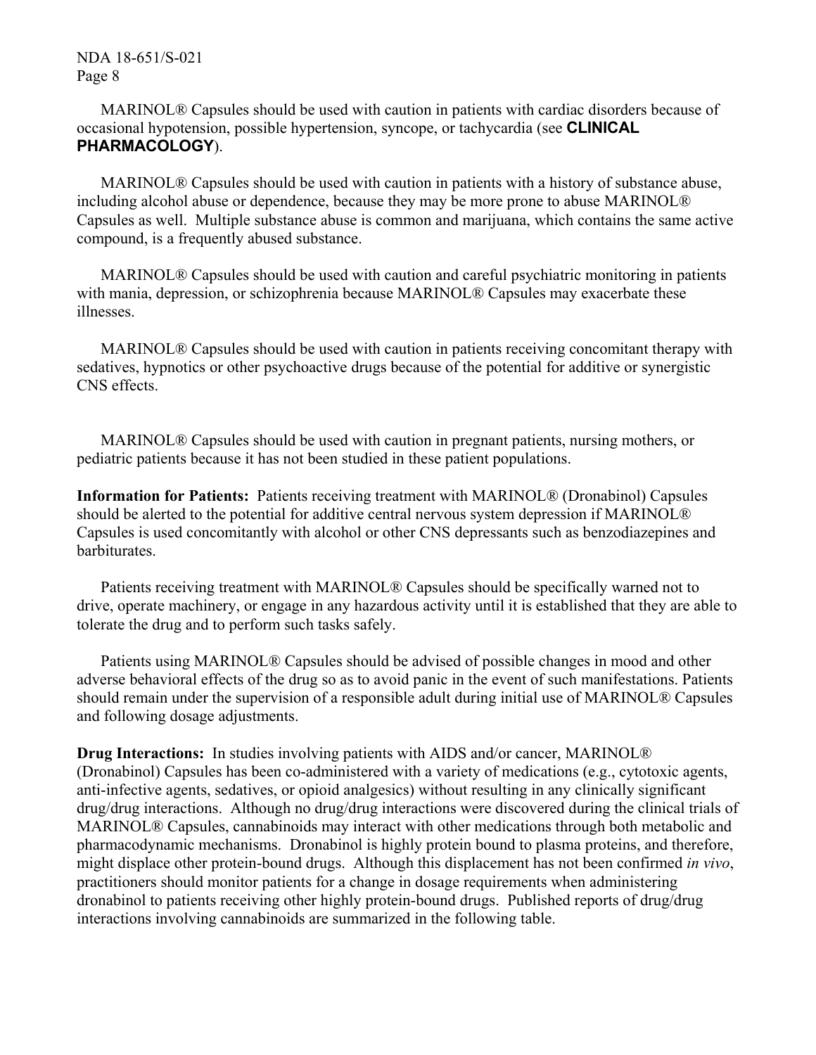MARINOL® Capsules should be used with caution in patients with cardiac disorders because of occasional hypotension, possible hypertension, syncope, or tachycardia (see **CLINICAL PHARMACOLOGY**).

MARINOL® Capsules should be used with caution in patients with a history of substance abuse, including alcohol abuse or dependence, because they may be more prone to abuse MARINOL® Capsules as well. Multiple substance abuse is common and marijuana, which contains the same active compound, is a frequently abused substance.

MARINOL® Capsules should be used with caution and careful psychiatric monitoring in patients with mania, depression, or schizophrenia because MARINOL® Capsules may exacerbate these illnesses.

MARINOL® Capsules should be used with caution in patients receiving concomitant therapy with sedatives, hypnotics or other psychoactive drugs because of the potential for additive or synergistic CNS effects.

MARINOL® Capsules should be used with caution in pregnant patients, nursing mothers, or pediatric patients because it has not been studied in these patient populations.

**Information for Patients:** Patients receiving treatment with MARINOL® (Dronabinol) Capsules should be alerted to the potential for additive central nervous system depression if MARINOL® Capsules is used concomitantly with alcohol or other CNS depressants such as benzodiazepines and barbiturates.

Patients receiving treatment with MARINOL® Capsules should be specifically warned not to drive, operate machinery, or engage in any hazardous activity until it is established that they are able to tolerate the drug and to perform such tasks safely.

Patients using MARINOL® Capsules should be advised of possible changes in mood and other adverse behavioral effects of the drug so as to avoid panic in the event of such manifestations. Patients should remain under the supervision of a responsible adult during initial use of MARINOL® Capsules and following dosage adjustments.

**Drug Interactions:** In studies involving patients with AIDS and/or cancer, MARINOL® (Dronabinol) Capsules has been co-administered with a variety of medications (e.g., cytotoxic agents, anti-infective agents, sedatives, or opioid analgesics) without resulting in any clinically significant drug/drug interactions. Although no drug/drug interactions were discovered during the clinical trials of MARINOL® Capsules, cannabinoids may interact with other medications through both metabolic and pharmacodynamic mechanisms. Dronabinol is highly protein bound to plasma proteins, and therefore, might displace other protein-bound drugs. Although this displacement has not been confirmed *in vivo*, practitioners should monitor patients for a change in dosage requirements when administering dronabinol to patients receiving other highly protein-bound drugs. Published reports of drug/drug interactions involving cannabinoids are summarized in the following table.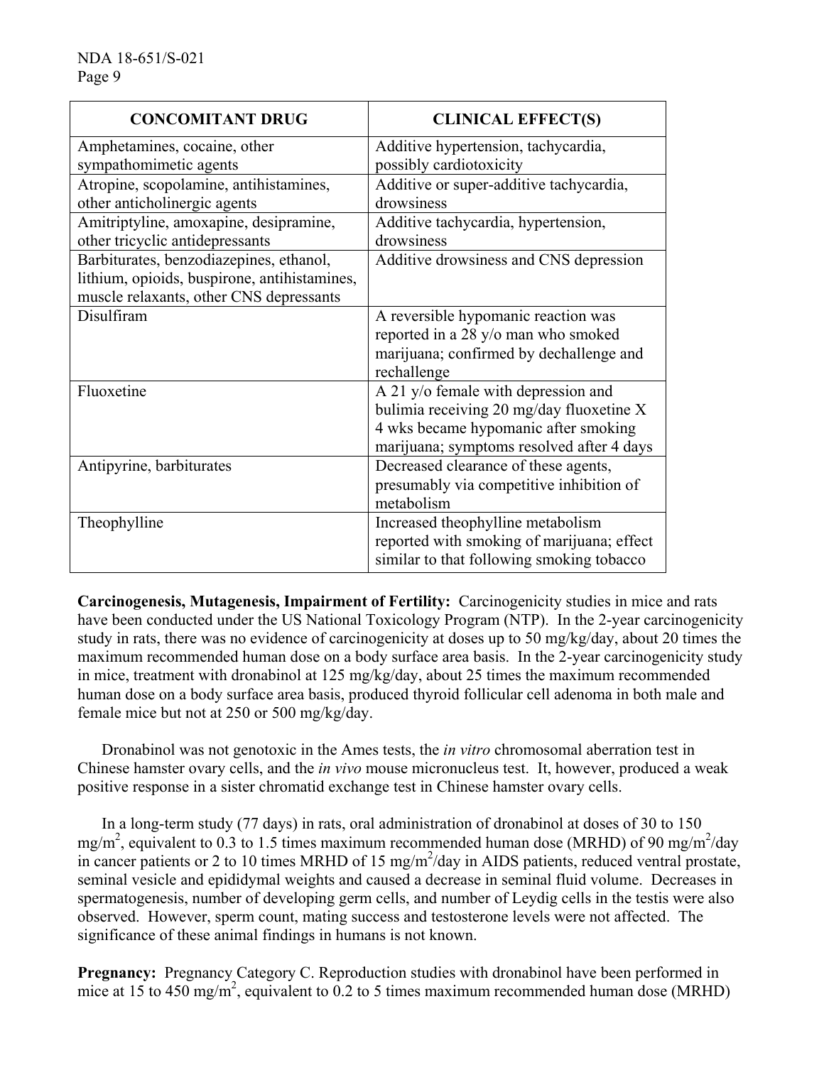| CONCOMITANT DRUG | CLINICAL EFFECT(S) |
|---|---|
| Amphetamines, cocaine, other sympathomimetic agents | Additive hypertension, tachycardia, possibly cardiotoxicity |
| Atropine, scopolamine, antihistamines, other anticholinergic agents | Additive or super-additive tachycardia, drowsiness |
| Amitriptyline, amoxapine, desipramine, other tricyclic antidepressants | Additive tachycardia, hypertension, drowsiness |
| Barbiturates, benzodiazepines, ethanol, lithium, opioids, buspirone, antihistamines, muscle relaxants, other CNS depressants | Additive drowsiness and CNS depression |
| Disulfiram | A reversible hypomanic reaction was reported in a 28 y/o man who smoked marijuana; confirmed by dechallenge and rechallenge |
| Fluoxetine | A 21 y/o female with depression and bulimia receiving 20 mg/day fluoxetine X 4 wks became hypomanic after smoking marijuana; symptoms resolved after 4 days |
| Antipyrine, barbiturates | Decreased clearance of these agents, presumably via competitive inhibition of metabolism |
| Theophylline | Increased theophylline metabolism reported with smoking of marijuana; effect similar to that following smoking tobacco |

**Carcinogenesis, Mutagenesis, Impairment of Fertility:** Carcinogenicity studies in mice and rats have been conducted under the US National Toxicology Program (NTP). In the 2-year carcinogenicity study in rats, there was no evidence of carcinogenicity at doses up to 50 mg/kg/day, about 20 times the maximum recommended human dose on a body surface area basis. In the 2-year carcinogenicity study in mice, treatment with dronabinol at 125 mg/kg/day, about 25 times the maximum recommended human dose on a body surface area basis, produced thyroid follicular cell adenoma in both male and female mice but not at 250 or 500 mg/kg/day.

Dronabinol was not genotoxic in the Ames tests, the *in vitro* chromosomal aberration test in Chinese hamster ovary cells, and the *in vivo* mouse micronucleus test. It, however, produced a weak positive response in a sister chromatid exchange test in Chinese hamster ovary cells.

In a long-term study (77 days) in rats, oral administration of dronabinol at doses of 30 to 150 $mg/m^2$, equivalent to 0.3 to 1.5 times maximum recommended human dose (MRHD) of 90 $mg/m^2$/day in cancer patients or 2 to 10 times MRHD of 15 $mg/m^2$/day in AIDS patients, reduced ventral prostate, seminal vesicle and epididymal weights and caused a decrease in seminal fluid volume. Decreases in spermatogenesis, number of developing germ cells, and number of Leydig cells in the testis were also observed. However, sperm count, mating success and testosterone levels were not affected. The significance of these animal findings in humans is not known.

**Pregnancy:** Pregnancy Category C. Reproduction studies with dronabinol have been performed in mice at 15 to 450 $mg/m^2$, equivalent to 0.2 to 5 times maximum recommended human dose (MRHD)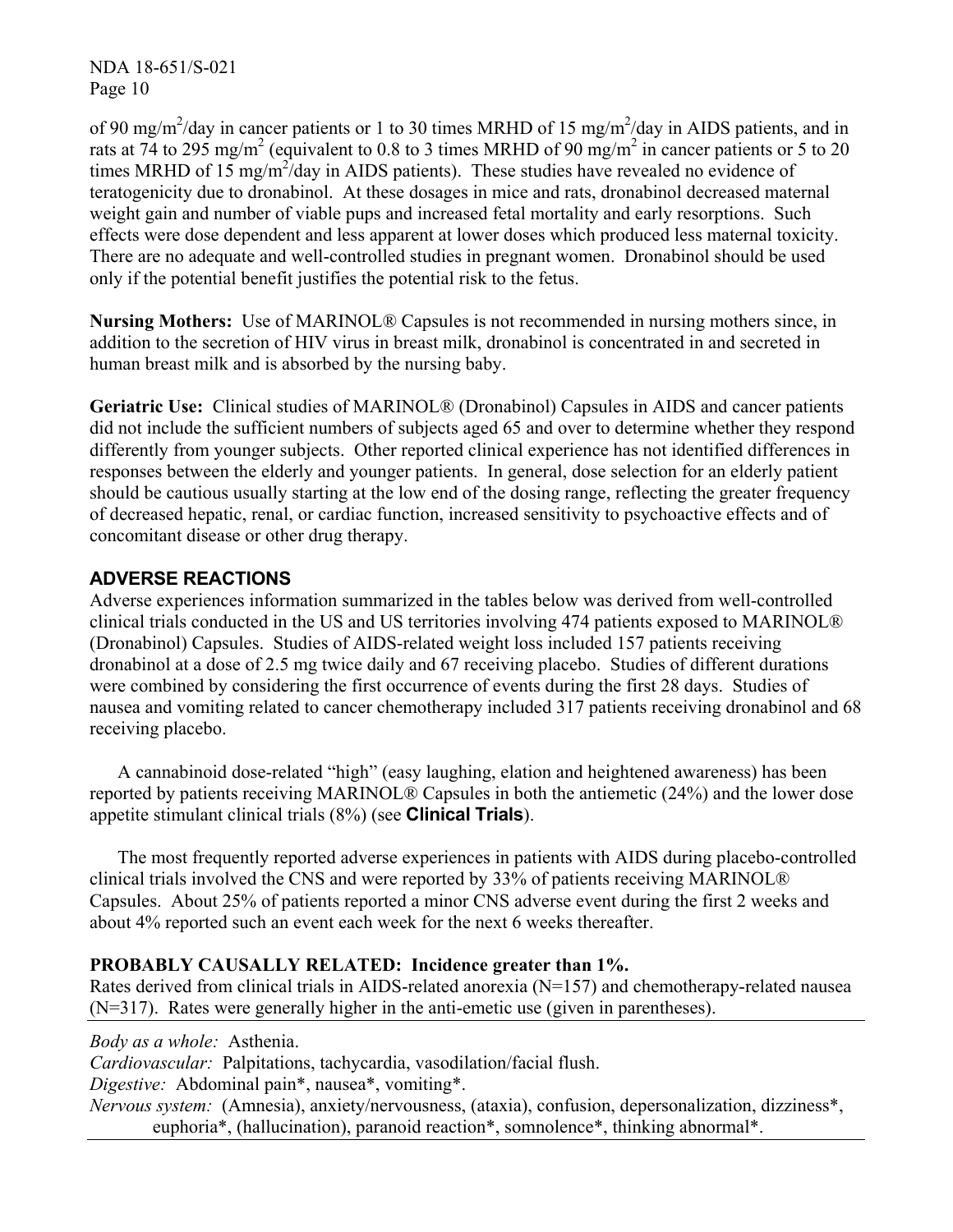of 90 mg/$m^2$/day in cancer patients or 1 to 30 times MRHD of 15 mg/$m^2$/day in AIDS patients, and in rats at 74 to 295 mg/$m^2$ (equivalent to 0.8 to 3 times MRHD of 90 mg/$m^2$ in cancer patients or 5 to 20 times MRHD of 15 mg/$m^2$/day in AIDS patients). These studies have revealed no evidence of teratogenicity due to dronabinol. At these dosages in mice and rats, dronabinol decreased maternal weight gain and number of viable pups and increased fetal mortality and early resorptions. Such effects were dose dependent and less apparent at lower doses which produced less maternal toxicity. There are no adequate and well-controlled studies in pregnant women. Dronabinol should be used only if the potential benefit justifies the potential risk to the fetus.

**Nursing Mothers:** Use of MARINOL® Capsules is not recommended in nursing mothers since, in addition to the secretion of HIV virus in breast milk, dronabinol is concentrated in and secreted in human breast milk and is absorbed by the nursing baby.

**Geriatric Use:** Clinical studies of MARINOL® (Dronabinol) Capsules in AIDS and cancer patients did not include the sufficient numbers of subjects aged 65 and over to determine whether they respond differently from younger subjects. Other reported clinical experience has not identified differences in responses between the elderly and younger patients. In general, dose selection for an elderly patient should be cautious usually starting at the low end of the dosing range, reflecting the greater frequency of decreased hepatic, renal, or cardiac function, increased sensitivity to psychoactive effects and of concomitant disease or other drug therapy.

## ADVERSE REACTIONS

Adverse experiences information summarized in the tables below was derived from well-controlled clinical trials conducted in the US and US territories involving 474 patients exposed to MARINOL® (Dronabinol) Capsules. Studies of AIDS-related weight loss included 157 patients receiving dronabinol at a dose of 2.5 mg twice daily and 67 receiving placebo. Studies of different durations were combined by considering the first occurrence of events during the first 28 days. Studies of nausea and vomiting related to cancer chemotherapy included 317 patients receiving dronabinol and 68 receiving placebo.

A cannabinoid dose-related "high" (easy laughing, elation and heightened awareness) has been reported by patients receiving MARINOL® Capsules in both the antiemetic (24%) and the lower dose appetite stimulant clinical trials (8%) (see **Clinical Trials**).

The most frequently reported adverse experiences in patients with AIDS during placebo-controlled clinical trials involved the CNS and were reported by 33% of patients receiving MARINOL® Capsules. About 25% of patients reported a minor CNS adverse event during the first 2 weeks and about 4% reported such an event each week for the next 6 weeks thereafter.

**PROBABLY CAUSALLY RELATED: Incidence greater than 1%.**

Rates derived from clinical trials in AIDS-related anorexia (N=157) and chemotherapy-related nausea (N=317). Rates were generally higher in the anti-emetic use (given in parentheses).

*Body as a whole:* Asthenia.
*Cardiovascular:* Palpitations, tachycardia, vasodilation/facial flush.
*Digestive:* Abdominal pain*, nausea*, vomiting*.
*Nervous system:* (Amnesia), anxiety/nervousness, (ataxia), confusion, depersonalization, dizziness*, euphoria*, (hallucination), paranoid reaction*, somnolence*, thinking abnormal*.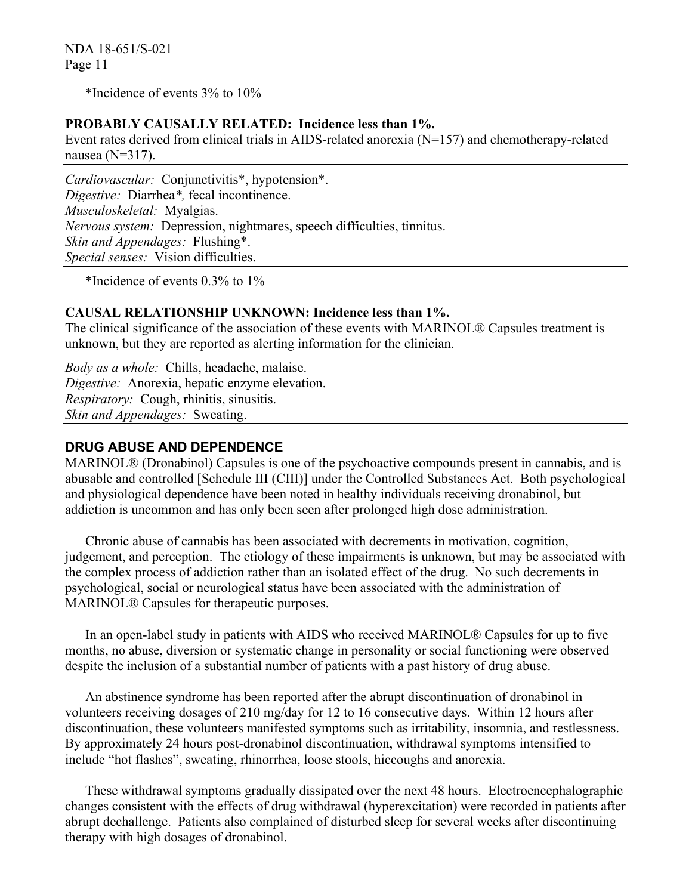*Incidence of events 3% to 10%

**PROBABLY CAUSALLY RELATED: Incidence less than 1%.**
Event rates derived from clinical trials in AIDS-related anorexia (N=157) and chemotherapy-related nausea (N=317).

*Cardiovascular:* Conjunctivitis*, hypotension*.
*Digestive:* Diarrhea*, fecal incontinence.
*Musculoskeletal:* Myalgias.
*Nervous system:* Depression, nightmares, speech difficulties, tinnitus.
*Skin and Appendages:* Flushing*.
*Special senses:* Vision difficulties.

*Incidence of events 0.3% to 1%

**CAUSAL RELATIONSHIP UNKNOWN: Incidence less than 1%.**
The clinical significance of the association of these events with MARINOL® Capsules treatment is unknown, but they are reported as alerting information for the clinician.

*Body as a whole:* Chills, headache, malaise.
*Digestive:* Anorexia, hepatic enzyme elevation.
*Respiratory:* Cough, rhinitis, sinusitis.
*Skin and Appendages:* Sweating.

## DRUG ABUSE AND DEPENDENCE

MARINOL® (Dronabinol) Capsules is one of the psychoactive compounds present in cannabis, and is abusable and controlled [Schedule III (CIII)] under the Controlled Substances Act. Both psychological and physiological dependence have been noted in healthy individuals receiving dronabinol, but addiction is uncommon and has only been seen after prolonged high dose administration.

Chronic abuse of cannabis has been associated with decrements in motivation, cognition, judgement, and perception. The etiology of these impairments is unknown, but may be associated with the complex process of addiction rather than an isolated effect of the drug. No such decrements in psychological, social or neurological status have been associated with the administration of MARINOL® Capsules for therapeutic purposes.

In an open-label study in patients with AIDS who received MARINOL® Capsules for up to five months, no abuse, diversion or systematic change in personality or social functioning were observed despite the inclusion of a substantial number of patients with a past history of drug abuse.

An abstinence syndrome has been reported after the abrupt discontinuation of dronabinol in volunteers receiving dosages of 210 mg/day for 12 to 16 consecutive days. Within 12 hours after discontinuation, these volunteers manifested symptoms such as irritability, insomnia, and restlessness. By approximately 24 hours post-dronabinol discontinuation, withdrawal symptoms intensified to include "hot flashes", sweating, rhinorrhea, loose stools, hiccoughs and anorexia.

These withdrawal symptoms gradually dissipated over the next 48 hours. Electroencephalographic changes consistent with the effects of drug withdrawal (hyperexcitation) were recorded in patients after abrupt dechallenge. Patients also complained of disturbed sleep for several weeks after discontinuing therapy with high dosages of dronabinol.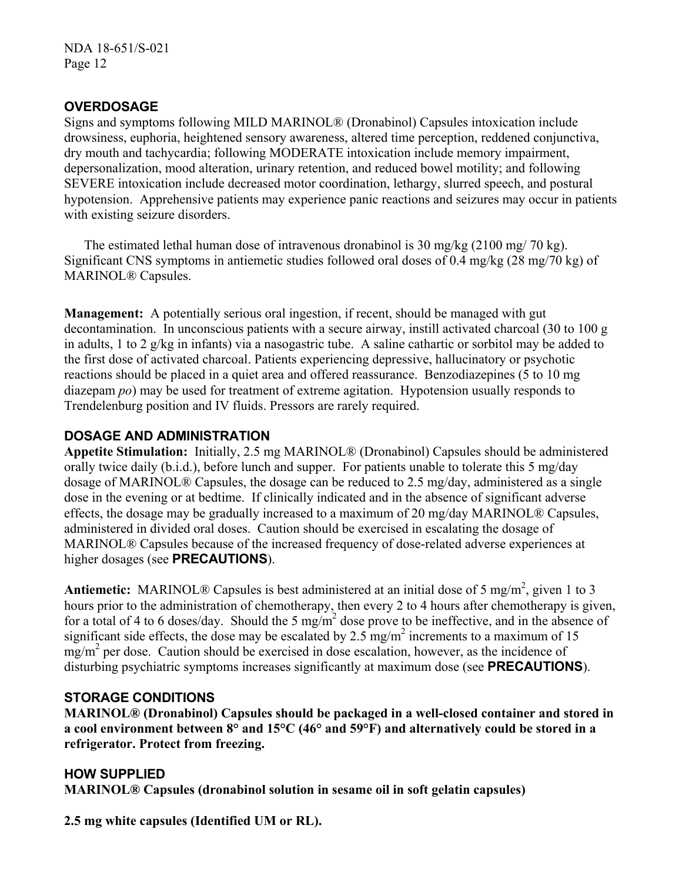## OVERDOSAGE

Signs and symptoms following MILD MARINOL® (Dronabinol) Capsules intoxication include drowsiness, euphoria, heightened sensory awareness, altered time perception, reddened conjunctiva, dry mouth and tachycardia; following MODERATE intoxication include memory impairment, depersonalization, mood alteration, urinary retention, and reduced bowel motility; and following SEVERE intoxication include decreased motor coordination, lethargy, slurred speech, and postural hypotension. Apprehensive patients may experience panic reactions and seizures may occur in patients with existing seizure disorders.

The estimated lethal human dose of intravenous dronabinol is 30 mg/kg (2100 mg/ 70 kg). Significant CNS symptoms in antiemetic studies followed oral doses of 0.4 mg/kg (28 mg/70 kg) of MARINOL® Capsules.

**Management:** A potentially serious oral ingestion, if recent, should be managed with gut decontamination. In unconscious patients with a secure airway, instill activated charcoal (30 to 100 g in adults, 1 to 2 g/kg in infants) via a nasogastric tube. A saline cathartic or sorbitol may be added to the first dose of activated charcoal. Patients experiencing depressive, hallucinatory or psychotic reactions should be placed in a quiet area and offered reassurance. Benzodiazepines (5 to 10 mg diazepam *po*) may be used for treatment of extreme agitation. Hypotension usually responds to Trendelenburg position and IV fluids. Pressors are rarely required.

## DOSAGE AND ADMINISTRATION

**Appetite Stimulation:** Initially, 2.5 mg MARINOL® (Dronabinol) Capsules should be administered orally twice daily (b.i.d.), before lunch and supper. For patients unable to tolerate this 5 mg/day dosage of MARINOL® Capsules, the dosage can be reduced to 2.5 mg/day, administered as a single dose in the evening or at bedtime. If clinically indicated and in the absence of significant adverse effects, the dosage may be gradually increased to a maximum of 20 mg/day MARINOL® Capsules, administered in divided oral doses. Caution should be exercised in escalating the dosage of MARINOL® Capsules because of the increased frequency of dose-related adverse experiences at higher dosages (see **PRECAUTIONS**).

**Antiemetic:** MARINOL® Capsules is best administered at an initial dose of 5 mg/m$^2$, given 1 to 3 hours prior to the administration of chemotherapy, then every 2 to 4 hours after chemotherapy is given, for a total of 4 to 6 doses/day. Should the 5 mg/m$^2$ dose prove to be ineffective, and in the absence of significant side effects, the dose may be escalated by 2.5 mg/m$^2$ increments to a maximum of 15 mg/m$^2$ per dose. Caution should be exercised in dose escalation, however, as the incidence of disturbing psychiatric symptoms increases significantly at maximum dose (see **PRECAUTIONS**).

## STORAGE CONDITIONS

**MARINOL® (Dronabinol) Capsules should be packaged in a well-closed container and stored in a cool environment between 8° and 15°C (46° and 59°F) and alternatively could be stored in a refrigerator. Protect from freezing.**

## HOW SUPPLIED

**MARINOL® Capsules (dronabinol solution in sesame oil in soft gelatin capsules)**

**2.5 mg white capsules (Identified UM or RL).**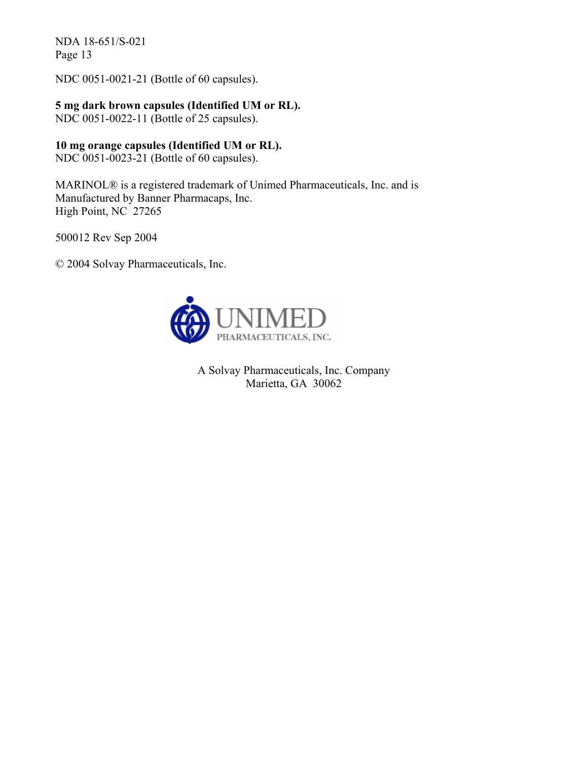NDC 0051-0021-21 (Bottle of 60 capsules).

**5 mg dark brown capsules (Identified UM or RL).**
NDC 0051-0022-11 (Bottle of 25 capsules).

**10 mg orange capsules (Identified UM or RL).**
NDC 0051-0023-21 (Bottle of 60 capsules).

MARINOL® is a registered trademark of Unimed Pharmaceuticals, Inc. and is
Manufactured by Banner Pharmacaps, Inc.
High Point, NC 27265

500012 Rev Sep 2004

© 2004 Solvay Pharmaceuticals, Inc.

UNIMED
PHARMACEUTICALS, INC.

A Solvay Pharmaceuticals, Inc. Company
Marietta, GA 30062